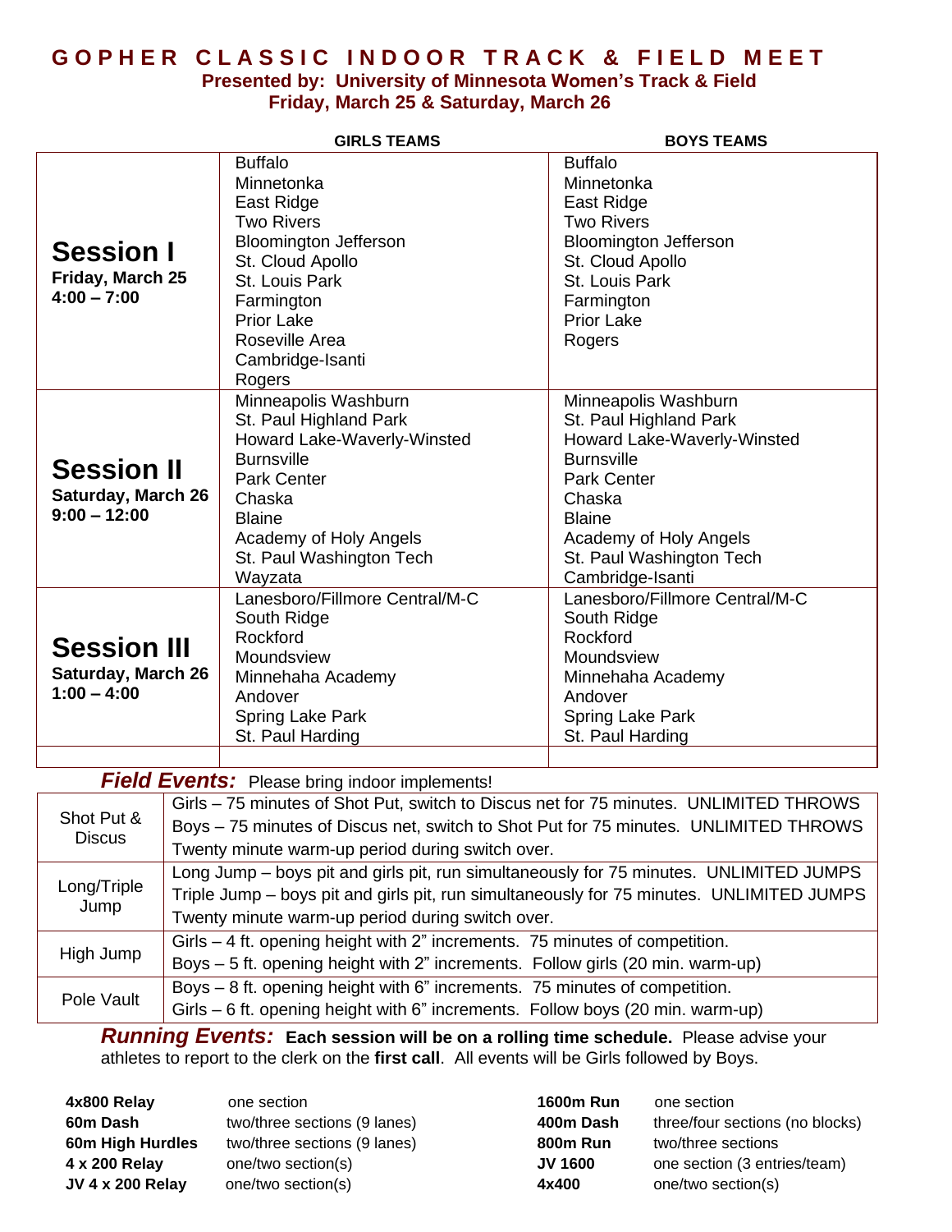# GOPHER CLASSIC INDOOR TRACK & FIELD MEET

**Presented by: University of Minnesota Women's Track & Field**
**Friday, March 25 & Saturday, March 26**

| | GIRLS TEAMS | BOYS TEAMS |
|---|---|---|
| **Session I** Friday, March 25 4:00 – 7:00 | Buffalo<br>Minnetonka<br>East Ridge<br>Two Rivers<br>Bloomington Jefferson<br>St. Cloud Apollo<br>St. Louis Park<br>Farmington<br>Prior Lake<br>Roseville Area<br>Cambridge-Isanti<br>Rogers | Buffalo<br>Minnetonka<br>East Ridge<br>Two Rivers<br>Bloomington Jefferson<br>St. Cloud Apollo<br>St. Louis Park<br>Farmington<br>Prior Lake<br>Rogers |
| **Session II** Saturday, March 26 9:00 – 12:00 | Minneapolis Washburn<br>St. Paul Highland Park<br>Howard Lake-Waverly-Winsted<br>Burnsville<br>Park Center<br>Chaska<br>Blaine<br>Academy of Holy Angels<br>St. Paul Washington Tech<br>Wayzata | Minneapolis Washburn<br>St. Paul Highland Park<br>Howard Lake-Waverly-Winsted<br>Burnsville<br>Park Center<br>Chaska<br>Blaine<br>Academy of Holy Angels<br>St. Paul Washington Tech<br>Cambridge-Isanti |
| **Session III** Saturday, March 26 1:00 – 4:00 | Lanesboro/Fillmore Central/M-C<br>South Ridge<br>Rockford<br>Moundsview<br>Minnehaha Academy<br>Andover<br>Spring Lake Park<br>St. Paul Harding | Lanesboro/Fillmore Central/M-C<br>South Ridge<br>Rockford<br>Moundsview<br>Minnehaha Academy<br>Andover<br>Spring Lake Park<br>St. Paul Harding |

***Field Events:*** Please bring indoor implements!

| Event | Details |
|---|---|
| Shot Put & Discus | Girls – 75 minutes of Shot Put, switch to Discus net for 75 minutes. UNLIMITED THROWS<br>Boys – 75 minutes of Discus net, switch to Shot Put for 75 minutes. UNLIMITED THROWS<br>Twenty minute warm-up period during switch over. |
| Long/Triple Jump | Long Jump – boys pit and girls pit, run simultaneously for 75 minutes. UNLIMITED JUMPS<br>Triple Jump – boys pit and girls pit, run simultaneously for 75 minutes. UNLIMITED JUMPS<br>Twenty minute warm-up period during switch over. |
| High Jump | Girls – 4 ft. opening height with 2" increments. 75 minutes of competition.<br>Boys – 5 ft. opening height with 2" increments. Follow girls (20 min. warm-up) |
| Pole Vault | Boys – 8 ft. opening height with 6" increments. 75 minutes of competition.<br>Girls – 6 ft. opening height with 6" increments. Follow boys (20 min. warm-up) |

***Running Events:*** **Each session will be on a rolling time schedule.** Please advise your athletes to report to the clerk on the **first call**. All events will be Girls followed by Boys.

| Event | Sections | Event | Sections |
|---|---|---|---|
| **4x800 Relay** | one section | **1600m Run** | one section |
| **60m Dash** | two/three sections (9 lanes) | **400m Dash** | three/four sections (no blocks) |
| **60m High Hurdles** | two/three sections (9 lanes) | **800m Run** | two/three sections |
| **4 x 200 Relay** | one/two section(s) | **JV 1600** | one section (3 entries/team) |
| **JV 4 x 200 Relay** | one/two section(s) | **4x400** | one/two section(s) |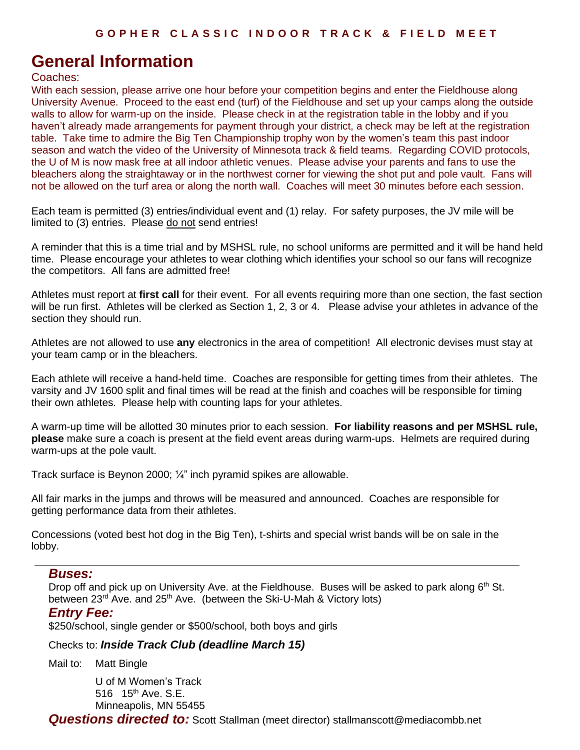**G O P H E R   C L A S S I C   I N D O O R   T R A C K   &   F I E L D   M E E T**

# General Information

Coaches:

With each session, please arrive one hour before your competition begins and enter the Fieldhouse along University Avenue. Proceed to the east end (turf) of the Fieldhouse and set up your camps along the outside walls to allow for warm-up on the inside. Please check in at the registration table in the lobby and if you haven't already made arrangements for payment through your district, a check may be left at the registration table. Take time to admire the Big Ten Championship trophy won by the women's team this past indoor season and watch the video of the University of Minnesota track & field teams. Regarding COVID protocols, the U of M is now mask free at all indoor athletic venues. Please advise your parents and fans to use the bleachers along the straightaway or in the northwest corner for viewing the shot put and pole vault. Fans will not be allowed on the turf area or along the north wall. Coaches will meet 30 minutes before each session.

Each team is permitted (3) entries/individual event and (1) relay. For safety purposes, the JV mile will be limited to (3) entries. Please do not send entries!

A reminder that this is a time trial and by MSHSL rule, no school uniforms are permitted and it will be hand held time. Please encourage your athletes to wear clothing which identifies your school so our fans will recognize the competitors. All fans are admitted free!

Athletes must report at **first call** for their event. For all events requiring more than one section, the fast section will be run first. Athletes will be clerked as Section 1, 2, 3 or 4. Please advise your athletes in advance of the section they should run.

Athletes are not allowed to use **any** electronics in the area of competition! All electronic devises must stay at your team camp or in the bleachers.

Each athlete will receive a hand-held time. Coaches are responsible for getting times from their athletes. The varsity and JV 1600 split and final times will be read at the finish and coaches will be responsible for timing their own athletes. Please help with counting laps for your athletes.

A warm-up time will be allotted 30 minutes prior to each session. **For liability reasons and per MSHSL rule, please** make sure a coach is present at the field event areas during warm-ups. Helmets are required during warm-ups at the pole vault.

Track surface is Beynon 2000; ¼" inch pyramid spikes are allowable.

All fair marks in the jumps and throws will be measured and announced. Coaches are responsible for getting performance data from their athletes.

Concessions (voted best hot dog in the Big Ten), t-shirts and special wrist bands will be on sale in the lobby.

---

### *Buses:*

Drop off and pick up on University Ave. at the Fieldhouse. Buses will be asked to park along 6th St. between 23rd Ave. and 25th Ave. (between the Ski-U-Mah & Victory lots)

### *Entry Fee:*

$250/school, single gender or $500/school, both boys and girls

Checks to: ***Inside Track Club (deadline March 15)***

Mail to: Matt Bingle

U of M Women's Track
516 15th Ave. S.E.
Minneapolis, MN 55455

***Questions directed to:*** Scott Stallman (meet director) stallmanscott@mediacombb.net